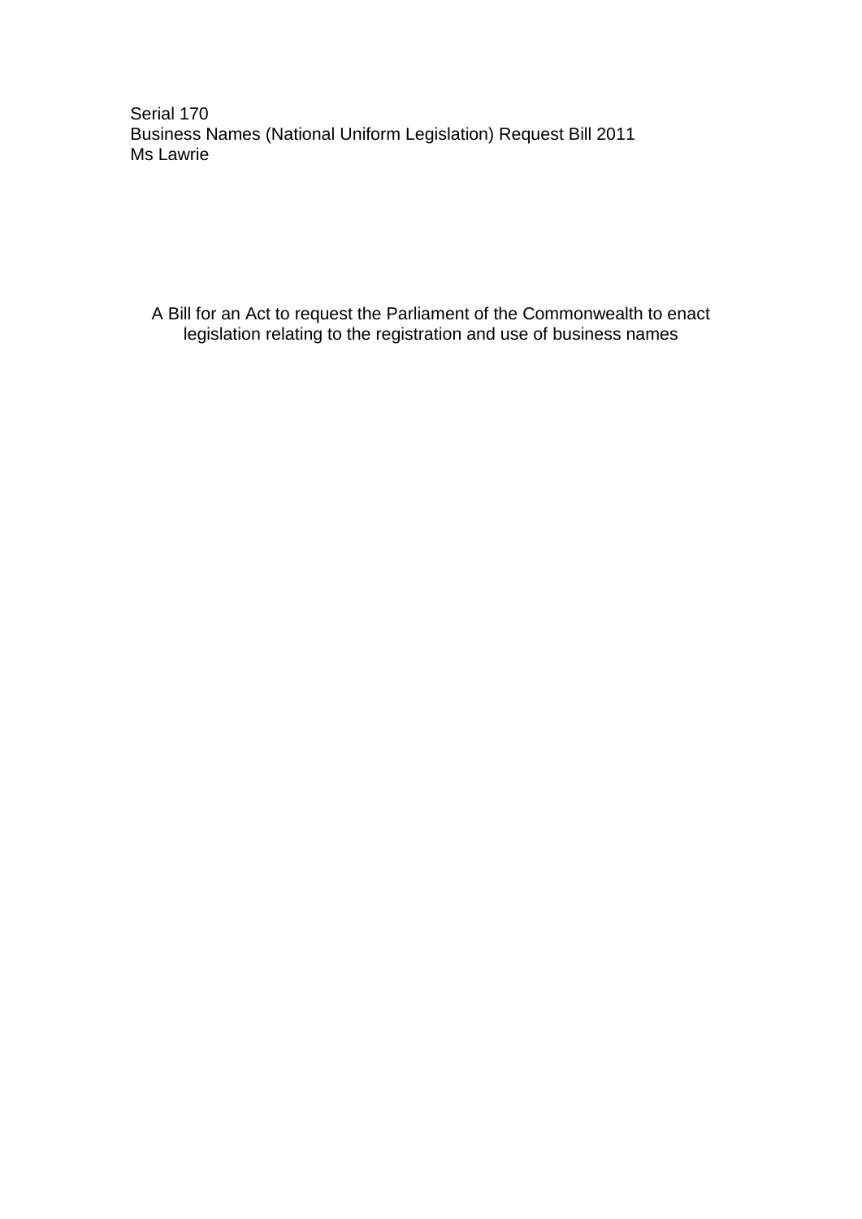Serial 170
Business Names (National Uniform Legislation) Request Bill 2011
Ms Lawrie

A Bill for an Act to request the Parliament of the Commonwealth to enact legislation relating to the registration and use of business names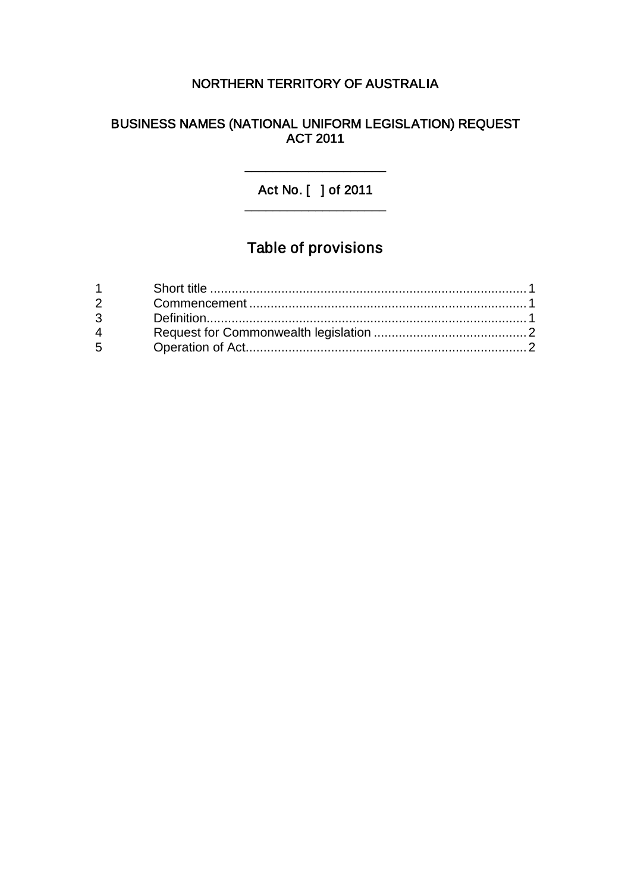NORTHERN TERRITORY OF AUSTRALIA

# BUSINESS NAMES (NATIONAL UNIFORM LEGISLATION) REQUEST ACT 2011

Act No. [ ] of 2011

## Table of provisions

| | | |
|---|---|---|
| 1 | Short title | 1 |
| 2 | Commencement | 1 |
| 3 | Definition | 1 |
| 4 | Request for Commonwealth legislation | 2 |
| 5 | Operation of Act | 2 |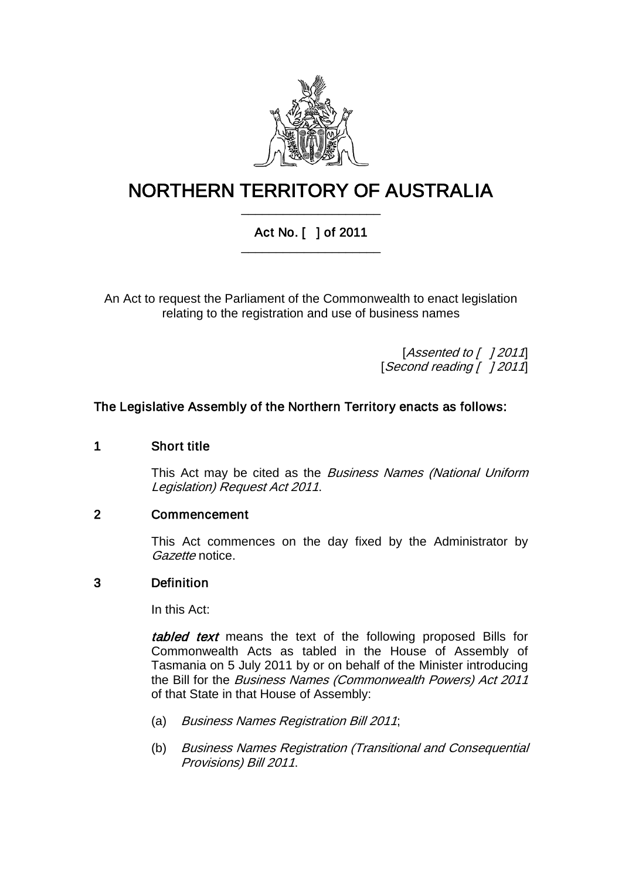# NORTHERN TERRITORY OF AUSTRALIA

## Act No. [ ] of 2011

An Act to request the Parliament of the Commonwealth to enact legislation relating to the registration and use of business names

[*Assented to [ ] 2011*]
[*Second reading [ ] 2011*]

**The Legislative Assembly of the Northern Territory enacts as follows:**

### 1 Short title

This Act may be cited as the *Business Names (National Uniform Legislation) Request Act 2011*.

### 2 Commencement

This Act commences on the day fixed by the Administrator by *Gazette* notice.

### 3 Definition

In this Act:

***tabled text*** means the text of the following proposed Bills for Commonwealth Acts as tabled in the House of Assembly of Tasmania on 5 July 2011 by or on behalf of the Minister introducing the Bill for the *Business Names (Commonwealth Powers) Act 2011* of that State in that House of Assembly:

(a) *Business Names Registration Bill 2011*;

(b) *Business Names Registration (Transitional and Consequential Provisions) Bill 2011*.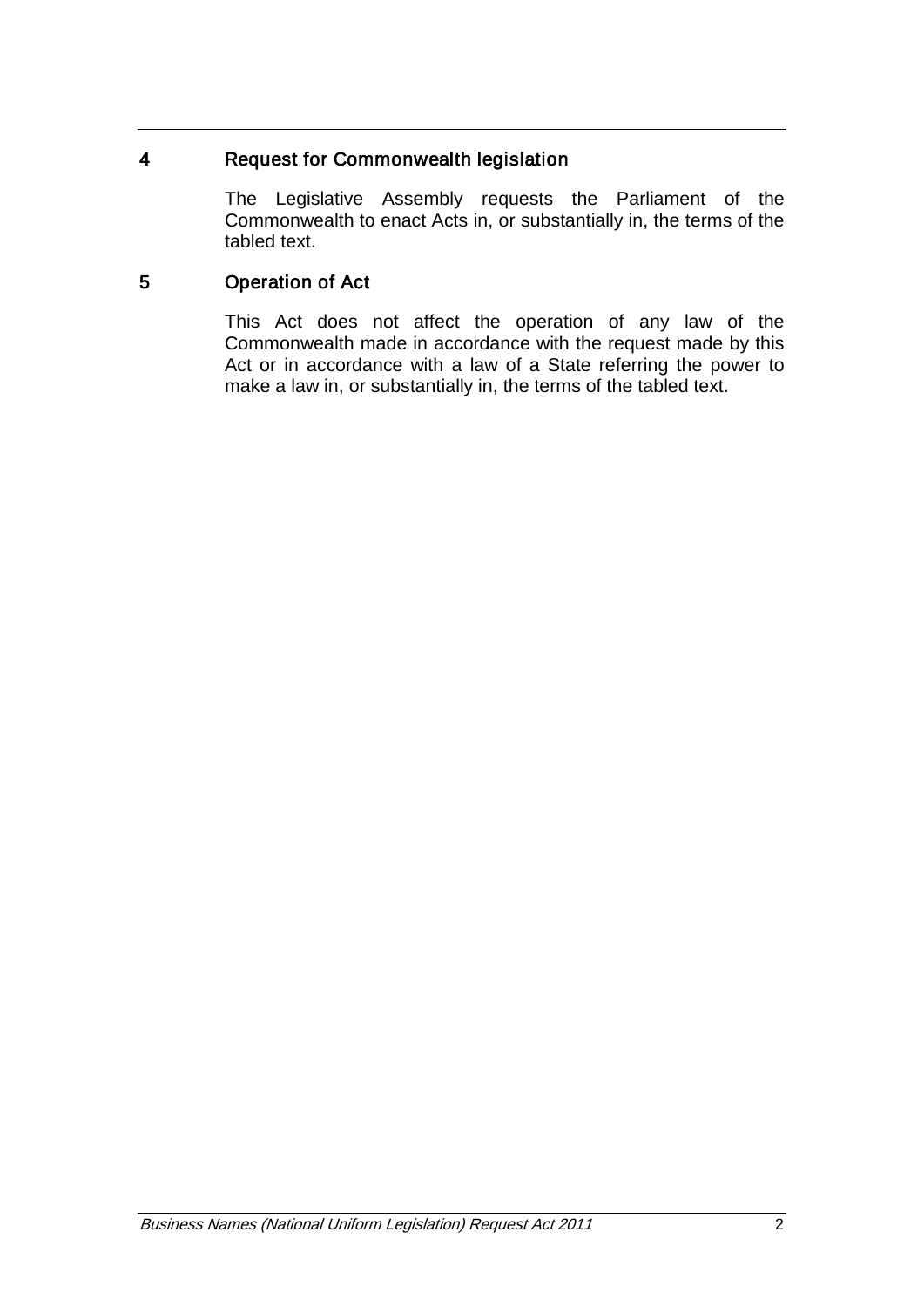## 4 Request for Commonwealth legislation

The Legislative Assembly requests the Parliament of the Commonwealth to enact Acts in, or substantially in, the terms of the tabled text.

## 5 Operation of Act

This Act does not affect the operation of any law of the Commonwealth made in accordance with the request made by this Act or in accordance with a law of a State referring the power to make a law in, or substantially in, the terms of the tabled text.